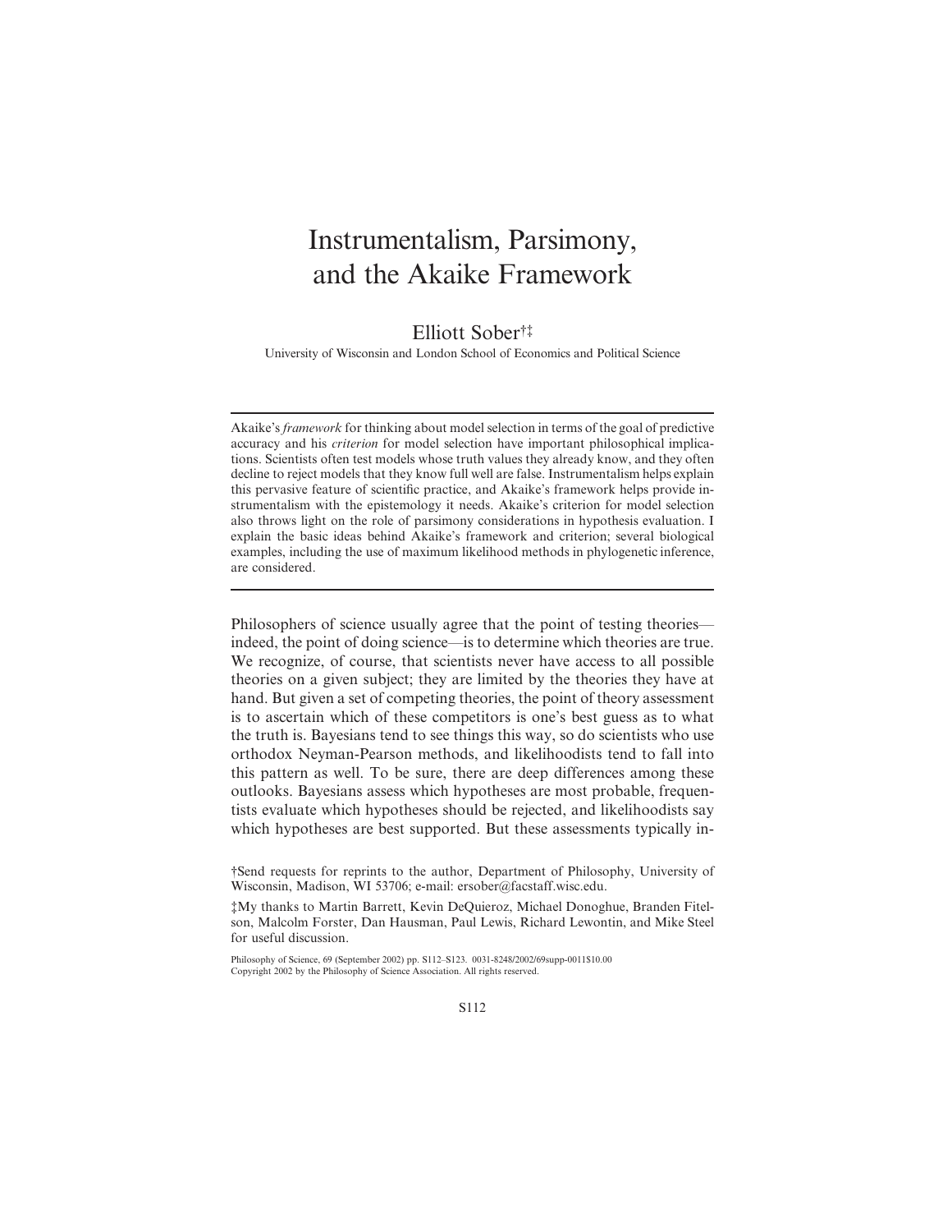# Instrumentalism, Parsimony, and the Akaike Framework

Elliott Sober[†‡]

University of Wisconsin and London School of Economics and Political Science

---

Akaike's *framework* for thinking about model selection in terms of the goal of predictive accuracy and his *criterion* for model selection have important philosophical implications. Scientists often test models whose truth values they already know, and they often decline to reject models that they know full well are false. Instrumentalism helps explain this pervasive feature of scientific practice, and Akaike's framework helps provide instrumentalism with the epistemology it needs. Akaike's criterion for model selection also throws light on the role of parsimony considerations in hypothesis evaluation. I explain the basic ideas behind Akaike's framework and criterion; several biological examples, including the use of maximum likelihood methods in phylogenetic inference, are considered.

---

Philosophers of science usually agree that the point of testing theories—indeed, the point of doing science—is to determine which theories are true. We recognize, of course, that scientists never have access to all possible theories on a given subject; they are limited by the theories they have at hand. But given a set of competing theories, the point of theory assessment is to ascertain which of these competitors is one's best guess as to what the truth is. Bayesians tend to see things this way, so do scientists who use orthodox Neyman-Pearson methods, and likelihoodists tend to fall into this pattern as well. To be sure, there are deep differences among these outlooks. Bayesians assess which hypotheses are most probable, frequentists evaluate which hypotheses should be rejected, and likelihoodists say which hypotheses are best supported. But these assessments typically in-

†Send requests for reprints to the author, Department of Philosophy, University of Wisconsin, Madison, WI 53706; e-mail: ersober@facstaff.wisc.edu.

‡My thanks to Martin Barrett, Kevin DeQuieroz, Michael Donoghue, Branden Fitelson, Malcolm Forster, Dan Hausman, Paul Lewis, Richard Lewontin, and Mike Steel for useful discussion.

Philosophy of Science, 69 (September 2002) pp. S112–S123. 0031-8248/2002/69supp-0011$10.00
Copyright 2002 by the Philosophy of Science Association. All rights reserved.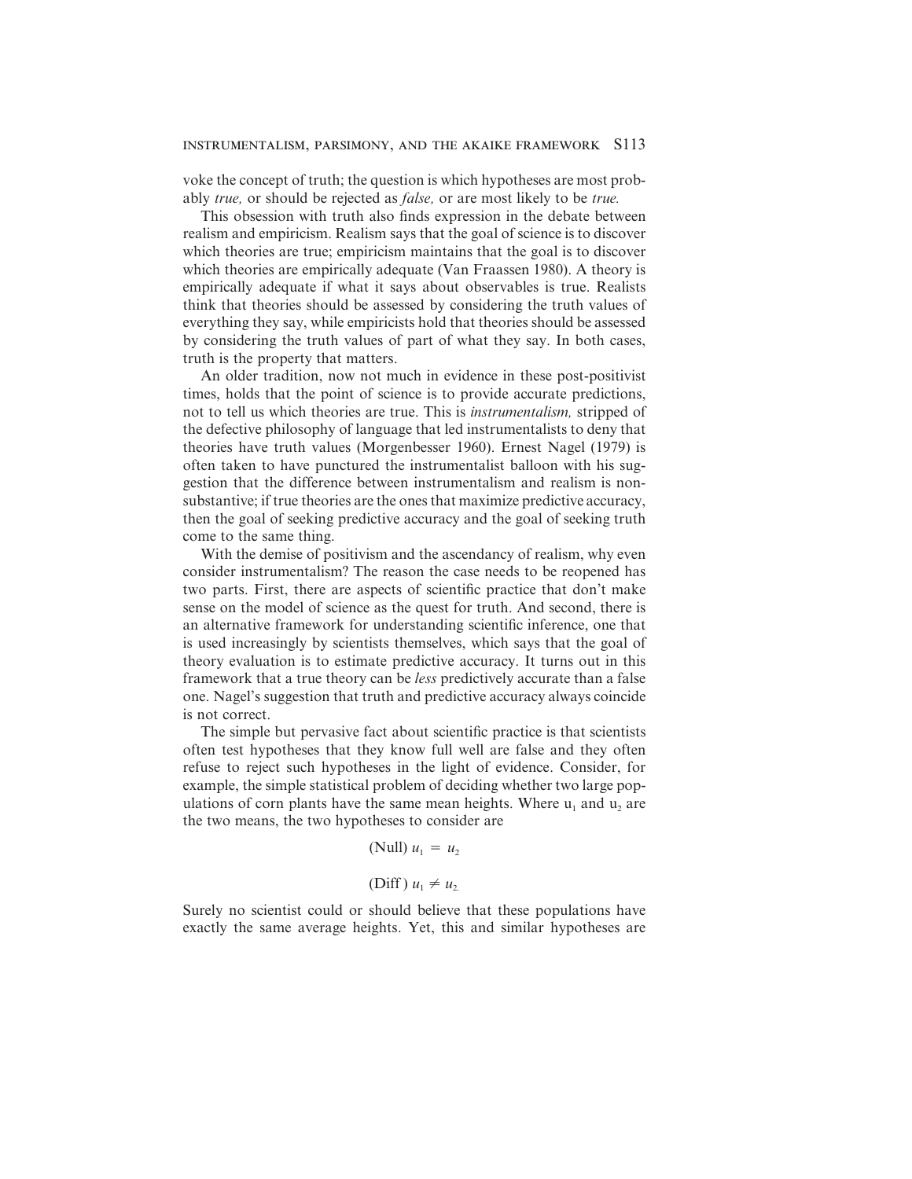voke the concept of truth; the question is which hypotheses are most probably *true,* or should be rejected as *false,* or are most likely to be *true.*

This obsession with truth also finds expression in the debate between realism and empiricism. Realism says that the goal of science is to discover which theories are true; empiricism maintains that the goal is to discover which theories are empirically adequate (Van Fraassen 1980). A theory is empirically adequate if what it says about observables is true. Realists think that theories should be assessed by considering the truth values of everything they say, while empiricists hold that theories should be assessed by considering the truth values of part of what they say. In both cases, truth is the property that matters.

An older tradition, now not much in evidence in these post-positivist times, holds that the point of science is to provide accurate predictions, not to tell us which theories are true. This is *instrumentalism,* stripped of the defective philosophy of language that led instrumentalists to deny that theories have truth values (Morgenbesser 1960). Ernest Nagel (1979) is often taken to have punctured the instrumentalist balloon with his suggestion that the difference between instrumentalism and realism is non-substantive; if true theories are the ones that maximize predictive accuracy, then the goal of seeking predictive accuracy and the goal of seeking truth come to the same thing.

With the demise of positivism and the ascendancy of realism, why even consider instrumentalism? The reason the case needs to be reopened has two parts. First, there are aspects of scientific practice that don't make sense on the model of science as the quest for truth. And second, there is an alternative framework for understanding scientific inference, one that is used increasingly by scientists themselves, which says that the goal of theory evaluation is to estimate predictive accuracy. It turns out in this framework that a true theory can be *less* predictively accurate than a false one. Nagel's suggestion that truth and predictive accuracy always coincide is not correct.

The simple but pervasive fact about scientific practice is that scientists often test hypotheses that they know full well are false and they often refuse to reject such hypotheses in the light of evidence. Consider, for example, the simple statistical problem of deciding whether two large populations of corn plants have the same mean heights. Where $u_1$ and $u_2$ are the two means, the two hypotheses to consider are

$$\text{(Null) } u_1 = u_2$$

$$\text{(Diff) } u_1 \neq u_2.$$

Surely no scientist could or should believe that these populations have exactly the same average heights. Yet, this and similar hypotheses are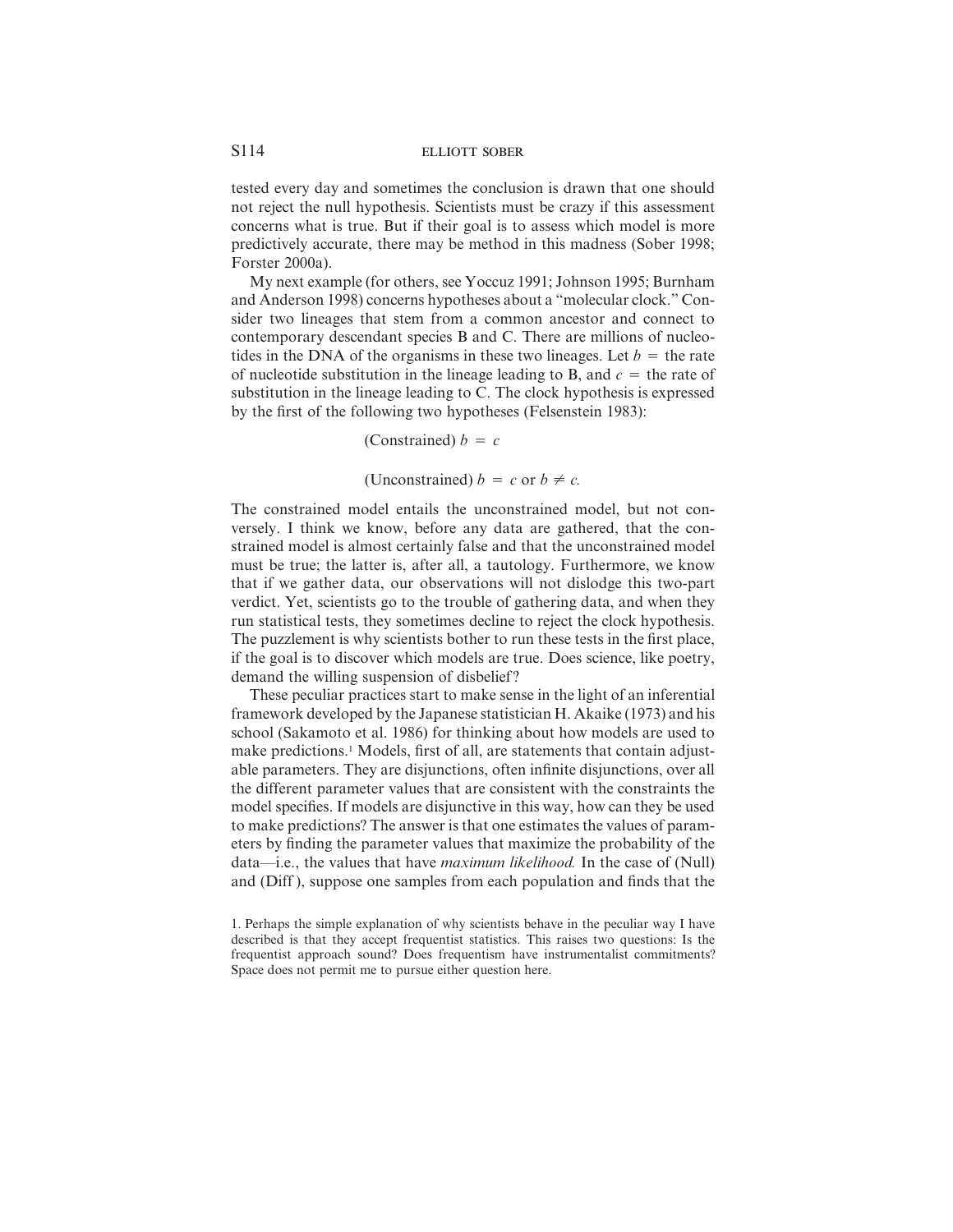tested every day and sometimes the conclusion is drawn that one should not reject the null hypothesis. Scientists must be crazy if this assessment concerns what is true. But if their goal is to assess which model is more predictively accurate, there may be method in this madness (Sober 1998; Forster 2000a).

My next example (for others, see Yoccuz 1991; Johnson 1995; Burnham and Anderson 1998) concerns hypotheses about a "molecular clock." Consider two lineages that stem from a common ancestor and connect to contemporary descendant species B and C. There are millions of nucleotides in the DNA of the organisms in these two lineages. Let $b$ = the rate of nucleotide substitution in the lineage leading to B, and $c$ = the rate of substitution in the lineage leading to C. The clock hypothesis is expressed by the first of the following two hypotheses (Felsenstein 1983):

(Constrained) $b = c$

(Unconstrained) $b = c$ or $b \neq c$.

The constrained model entails the unconstrained model, but not conversely. I think we know, before any data are gathered, that the constrained model is almost certainly false and that the unconstrained model must be true; the latter is, after all, a tautology. Furthermore, we know that if we gather data, our observations will not dislodge this two-part verdict. Yet, scientists go to the trouble of gathering data, and when they run statistical tests, they sometimes decline to reject the clock hypothesis. The puzzlement is why scientists bother to run these tests in the first place, if the goal is to discover which models are true. Does science, like poetry, demand the willing suspension of disbelief?

These peculiar practices start to make sense in the light of an inferential framework developed by the Japanese statistician H. Akaike (1973) and his school (Sakamoto et al. 1986) for thinking about how models are used to make predictions.[1] Models, first of all, are statements that contain adjustable parameters. They are disjunctions, often infinite disjunctions, over all the different parameter values that are consistent with the constraints the model specifies. If models are disjunctive in this way, how can they be used to make predictions? The answer is that one estimates the values of parameters by finding the parameter values that maximize the probability of the data—i.e., the values that have *maximum likelihood.* In the case of (Null) and (Diff), suppose one samples from each population and finds that the

1. Perhaps the simple explanation of why scientists behave in the peculiar way I have described is that they accept frequentist statistics. This raises two questions: Is the frequentist approach sound? Does frequentism have instrumentalist commitments? Space does not permit me to pursue either question here.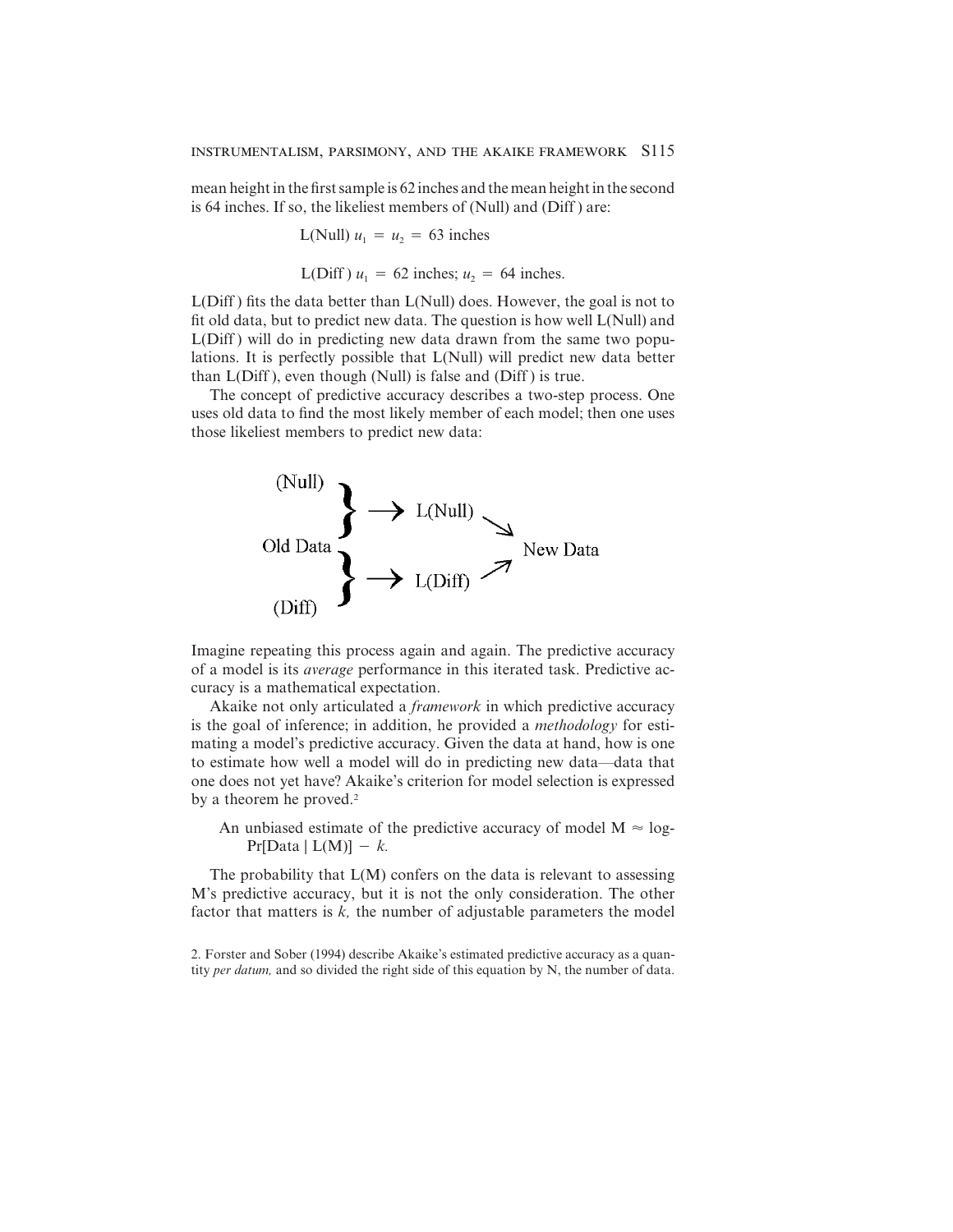mean height in the first sample is 62 inches and the mean height in the second is 64 inches. If so, the likeliest members of (Null) and (Diff) are:

L(Null) $u_1 = u_2 = 63$ inches

L(Diff) $u_1 = 62$ inches; $u_2 = 64$ inches.

L(Diff) fits the data better than L(Null) does. However, the goal is not to fit old data, but to predict new data. The question is how well L(Null) and L(Diff) will do in predicting new data drawn from the same two populations. It is perfectly possible that L(Null) will predict new data better than L(Diff), even though (Null) is false and (Diff) is true.

The concept of predictive accuracy describes a two-step process. One uses old data to find the most likely member of each model; then one uses those likeliest members to predict new data:

```
(Null)   }
         } → L(Null) ↘
Old Data }             New Data
         } → L(Diff) ↗
(Diff)   }
```

Imagine repeating this process again and again. The predictive accuracy of a model is its *average* performance in this iterated task. Predictive accuracy is a mathematical expectation.

Akaike not only articulated a *framework* in which predictive accuracy is the goal of inference; in addition, he provided a *methodology* for estimating a model's predictive accuracy. Given the data at hand, how is one to estimate how well a model will do in predicting new data—data that one does not yet have? Akaike's criterion for model selection is expressed by a theorem he proved.[2]

> An unbiased estimate of the predictive accuracy of model M $\approx$ log-Pr[Data | L(M)] $-$ $k$.

The probability that L(M) confers on the data is relevant to assessing M's predictive accuracy, but it is not the only consideration. The other factor that matters is $k$, the number of adjustable parameters the model

2. Forster and Sober (1994) describe Akaike's estimated predictive accuracy as a quantity *per datum,* and so divided the right side of this equation by N, the number of data.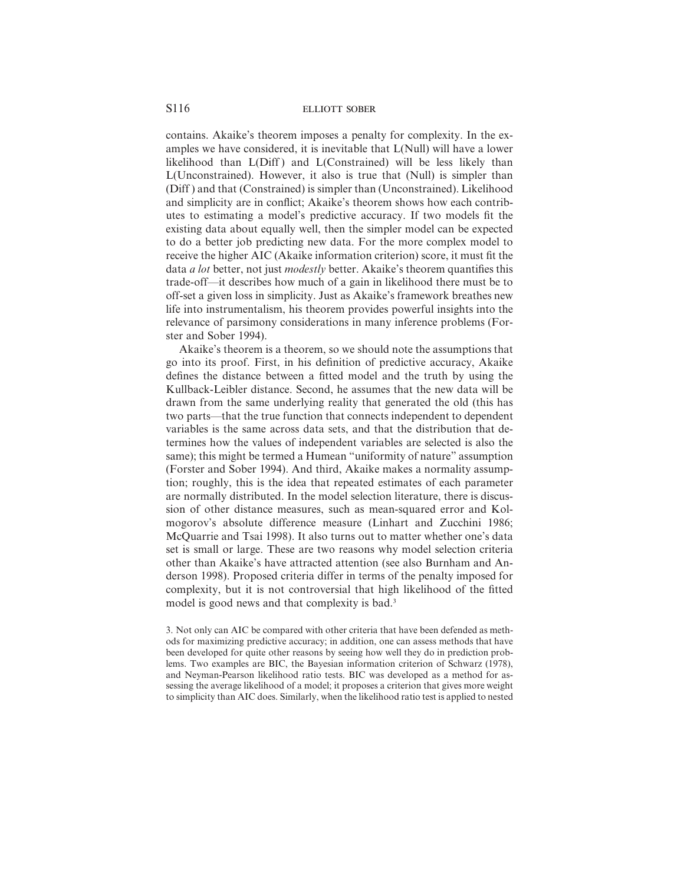contains. Akaike's theorem imposes a penalty for complexity. In the examples we have considered, it is inevitable that L(Null) will have a lower likelihood than L(Diff) and L(Constrained) will be less likely than L(Unconstrained). However, it also is true that (Null) is simpler than (Diff) and that (Constrained) is simpler than (Unconstrained). Likelihood and simplicity are in conflict; Akaike's theorem shows how each contributes to estimating a model's predictive accuracy. If two models fit the existing data about equally well, then the simpler model can be expected to do a better job predicting new data. For the more complex model to receive the higher AIC (Akaike information criterion) score, it must fit the data *a lot* better, not just *modestly* better. Akaike's theorem quantifies this trade-off—it describes how much of a gain in likelihood there must be to off-set a given loss in simplicity. Just as Akaike's framework breathes new life into instrumentalism, his theorem provides powerful insights into the relevance of parsimony considerations in many inference problems (Forster and Sober 1994).

Akaike's theorem is a theorem, so we should note the assumptions that go into its proof. First, in his definition of predictive accuracy, Akaike defines the distance between a fitted model and the truth by using the Kullback-Leibler distance. Second, he assumes that the new data will be drawn from the same underlying reality that generated the old (this has two parts—that the true function that connects independent to dependent variables is the same across data sets, and that the distribution that determines how the values of independent variables are selected is also the same); this might be termed a Humean "uniformity of nature" assumption (Forster and Sober 1994). And third, Akaike makes a normality assumption; roughly, this is the idea that repeated estimates of each parameter are normally distributed. In the model selection literature, there is discussion of other distance measures, such as mean-squared error and Kolmogorov's absolute difference measure (Linhart and Zucchini 1986; McQuarrie and Tsai 1998). It also turns out to matter whether one's data set is small or large. These are two reasons why model selection criteria other than Akaike's have attracted attention (see also Burnham and Anderson 1998). Proposed criteria differ in terms of the penalty imposed for complexity, but it is not controversial that high likelihood of the fitted model is good news and that complexity is bad.[3]

3. Not only can AIC be compared with other criteria that have been defended as methods for maximizing predictive accuracy; in addition, one can assess methods that have been developed for quite other reasons by seeing how well they do in prediction problems. Two examples are BIC, the Bayesian information criterion of Schwarz (1978), and Neyman-Pearson likelihood ratio tests. BIC was developed as a method for assessing the average likelihood of a model; it proposes a criterion that gives more weight to simplicity than AIC does. Similarly, when the likelihood ratio test is applied to nested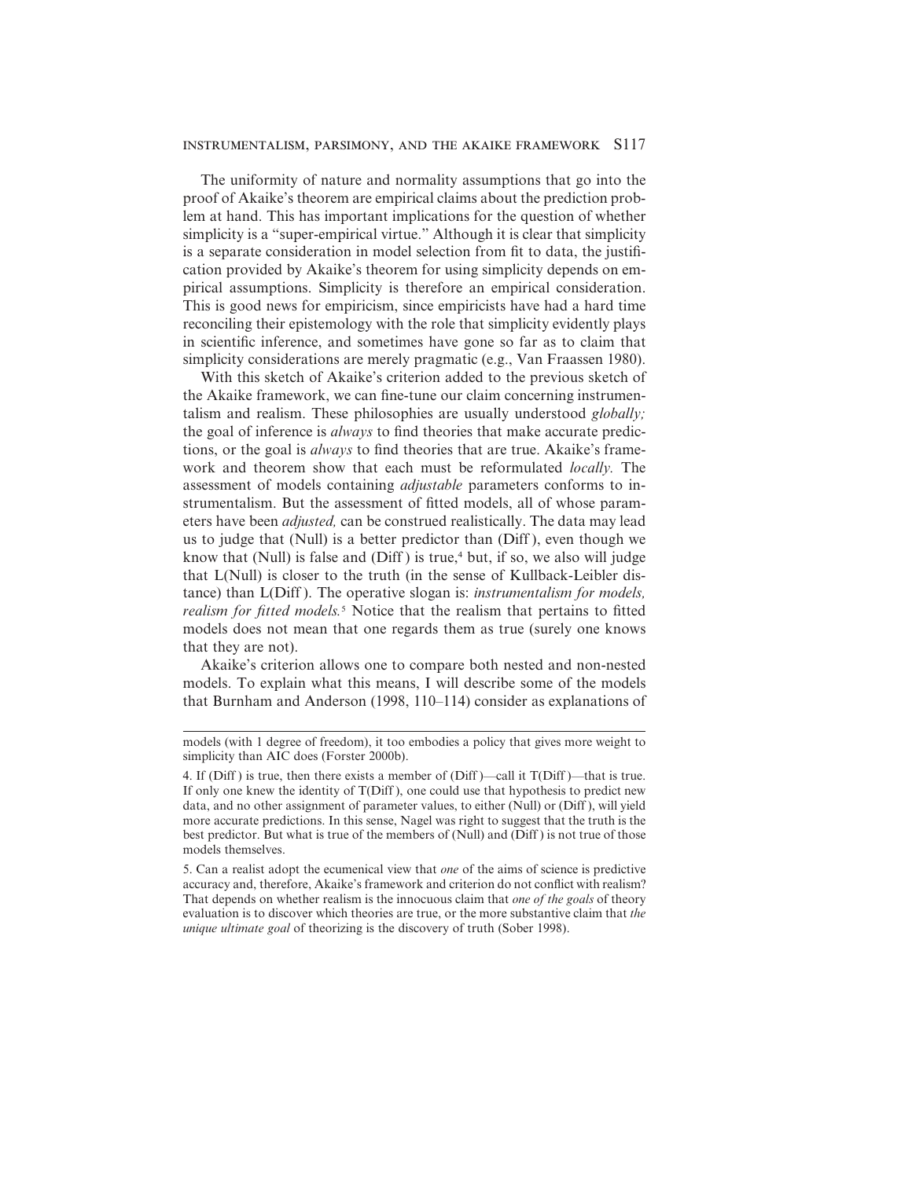The uniformity of nature and normality assumptions that go into the proof of Akaike's theorem are empirical claims about the prediction problem at hand. This has important implications for the question of whether simplicity is a "super-empirical virtue." Although it is clear that simplicity is a separate consideration in model selection from fit to data, the justification provided by Akaike's theorem for using simplicity depends on empirical assumptions. Simplicity is therefore an empirical consideration. This is good news for empiricism, since empiricists have had a hard time reconciling their epistemology with the role that simplicity evidently plays in scientific inference, and sometimes have gone so far as to claim that simplicity considerations are merely pragmatic (e.g., Van Fraassen 1980).

With this sketch of Akaike's criterion added to the previous sketch of the Akaike framework, we can fine-tune our claim concerning instrumentalism and realism. These philosophies are usually understood *globally;* the goal of inference is *always* to find theories that make accurate predictions, or the goal is *always* to find theories that are true. Akaike's framework and theorem show that each must be reformulated *locally.* The assessment of models containing *adjustable* parameters conforms to instrumentalism. But the assessment of fitted models, all of whose parameters have been *adjusted,* can be construed realistically. The data may lead us to judge that (Null) is a better predictor than (Diff), even though we know that (Null) is false and (Diff) is true,[4] but, if so, we also will judge that L(Null) is closer to the truth (in the sense of Kullback-Leibler distance) than L(Diff). The operative slogan is: *instrumentalism for models, realism for fitted models.*[5] Notice that the realism that pertains to fitted models does not mean that one regards them as true (surely one knows that they are not).

Akaike's criterion allows one to compare both nested and non-nested models. To explain what this means, I will describe some of the models that Burnham and Anderson (1998, 110–114) consider as explanations of

---

models (with 1 degree of freedom), it too embodies a policy that gives more weight to simplicity than AIC does (Forster 2000b).

4. If (Diff) is true, then there exists a member of (Diff)—call it T(Diff)—that is true. If only one knew the identity of T(Diff), one could use that hypothesis to predict new data, and no other assignment of parameter values, to either (Null) or (Diff), will yield more accurate predictions. In this sense, Nagel was right to suggest that the truth is the best predictor. But what is true of the members of (Null) and (Diff) is not true of those models themselves.

5. Can a realist adopt the ecumenical view that *one* of the aims of science is predictive accuracy and, therefore, Akaike's framework and criterion do not conflict with realism? That depends on whether realism is the innocuous claim that *one of the goals* of theory evaluation is to discover which theories are true, or the more substantive claim that *the unique ultimate goal* of theorizing is the discovery of truth (Sober 1998).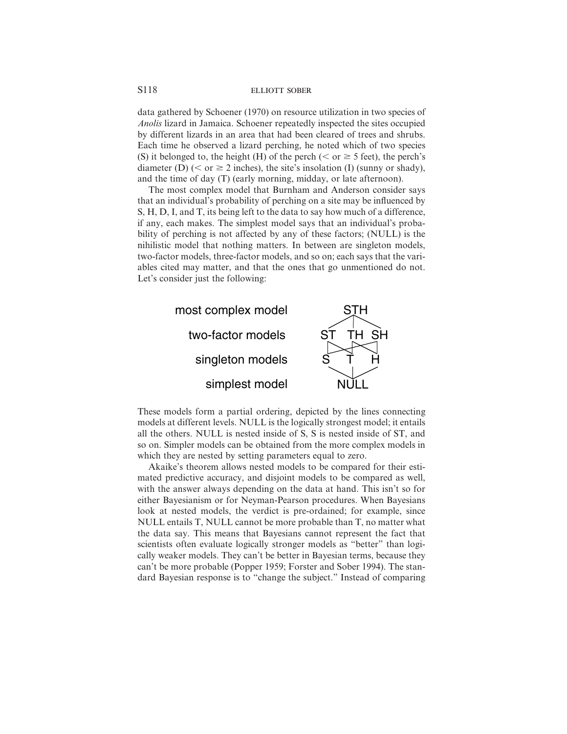data gathered by Schoener (1970) on resource utilization in two species of *Anolis* lizard in Jamaica. Schoener repeatedly inspected the sites occupied by different lizards in an area that had been cleared of trees and shrubs. Each time he observed a lizard perching, he noted which of two species (S) it belonged to, the height (H) of the perch ($<$ or $\geq$ 5 feet), the perch's diameter (D) ($<$ or $\geq$ 2 inches), the site's insolation (I) (sunny or shady), and the time of day (T) (early morning, midday, or late afternoon).

The most complex model that Burnham and Anderson consider says that an individual's probability of perching on a site may be influenced by S, H, D, I, and T, its being left to the data to say how much of a difference, if any, each makes. The simplest model says that an individual's probability of perching is not affected by any of these factors; (NULL) is the nihilistic model that nothing matters. In between are singleton models, two-factor models, three-factor models, and so on; each says that the variables cited may matter, and that the ones that go unmentioned do not. Let's consider just the following:

| | |
|---|---|
| most complex model | STH |
| two-factor models | ST TH SH |
| singleton models | S T H |
| simplest model | NULL |

These models form a partial ordering, depicted by the lines connecting models at different levels. NULL is the logically strongest model; it entails all the others. NULL is nested inside of S, S is nested inside of ST, and so on. Simpler models can be obtained from the more complex models in which they are nested by setting parameters equal to zero.

Akaike's theorem allows nested models to be compared for their estimated predictive accuracy, and disjoint models to be compared as well, with the answer always depending on the data at hand. This isn't so for either Bayesianism or for Neyman-Pearson procedures. When Bayesians look at nested models, the verdict is pre-ordained; for example, since NULL entails T, NULL cannot be more probable than T, no matter what the data say. This means that Bayesians cannot represent the fact that scientists often evaluate logically stronger models as "better" than logically weaker models. They can't be better in Bayesian terms, because they can't be more probable (Popper 1959; Forster and Sober 1994). The standard Bayesian response is to "change the subject." Instead of comparing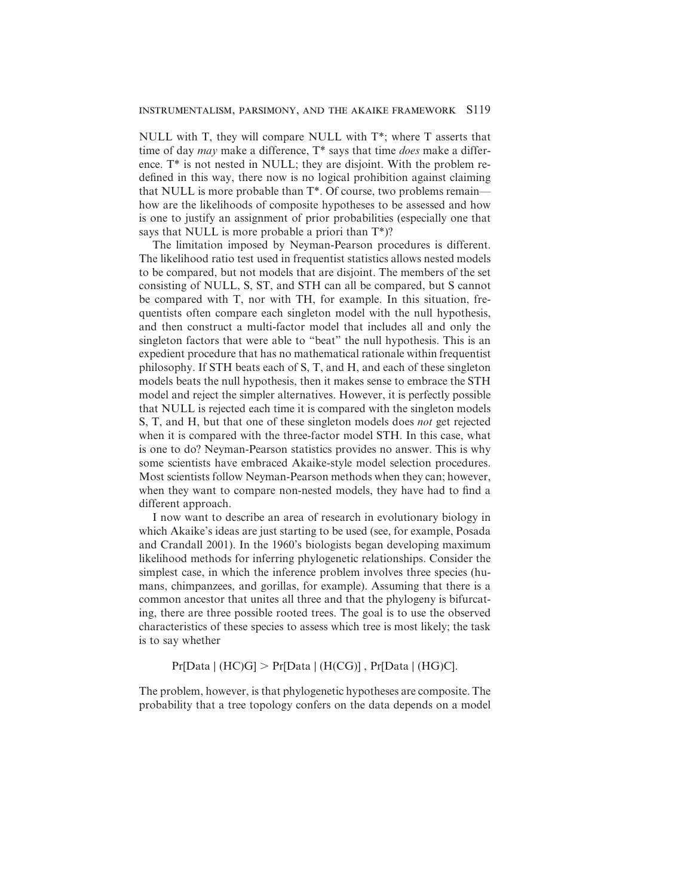NULL with T, they will compare NULL with T*; where T asserts that time of day *may* make a difference, T* says that time *does* make a difference. T* is not nested in NULL; they are disjoint. With the problem redefined in this way, there now is no logical prohibition against claiming that NULL is more probable than T*. Of course, two problems remain—how are the likelihoods of composite hypotheses to be assessed and how is one to justify an assignment of prior probabilities (especially one that says that NULL is more probable a priori than T*)?

The limitation imposed by Neyman-Pearson procedures is different. The likelihood ratio test used in frequentist statistics allows nested models to be compared, but not models that are disjoint. The members of the set consisting of NULL, S, ST, and STH can all be compared, but S cannot be compared with T, nor with TH, for example. In this situation, frequentists often compare each singleton model with the null hypothesis, and then construct a multi-factor model that includes all and only the singleton factors that were able to "beat" the null hypothesis. This is an expedient procedure that has no mathematical rationale within frequentist philosophy. If STH beats each of S, T, and H, and each of these singleton models beats the null hypothesis, then it makes sense to embrace the STH model and reject the simpler alternatives. However, it is perfectly possible that NULL is rejected each time it is compared with the singleton models S, T, and H, but that one of these singleton models does *not* get rejected when it is compared with the three-factor model STH. In this case, what is one to do? Neyman-Pearson statistics provides no answer. This is why some scientists have embraced Akaike-style model selection procedures. Most scientists follow Neyman-Pearson methods when they can; however, when they want to compare non-nested models, they have had to find a different approach.

I now want to describe an area of research in evolutionary biology in which Akaike's ideas are just starting to be used (see, for example, Posada and Crandall 2001). In the 1960's biologists began developing maximum likelihood methods for inferring phylogenetic relationships. Consider the simplest case, in which the inference problem involves three species (humans, chimpanzees, and gorillas, for example). Assuming that there is a common ancestor that unites all three and that the phylogeny is bifurcating, there are three possible rooted trees. The goal is to use the observed characteristics of these species to assess which tree is most likely; the task is to say whether

$$\Pr[\text{Data} \mid (\text{HC})\text{G}] > \Pr[\text{Data} \mid (\text{H}(\text{CG})] \text{ , } \Pr[\text{Data} \mid (\text{HG})\text{C}].$$

The problem, however, is that phylogenetic hypotheses are composite. The probability that a tree topology confers on the data depends on a model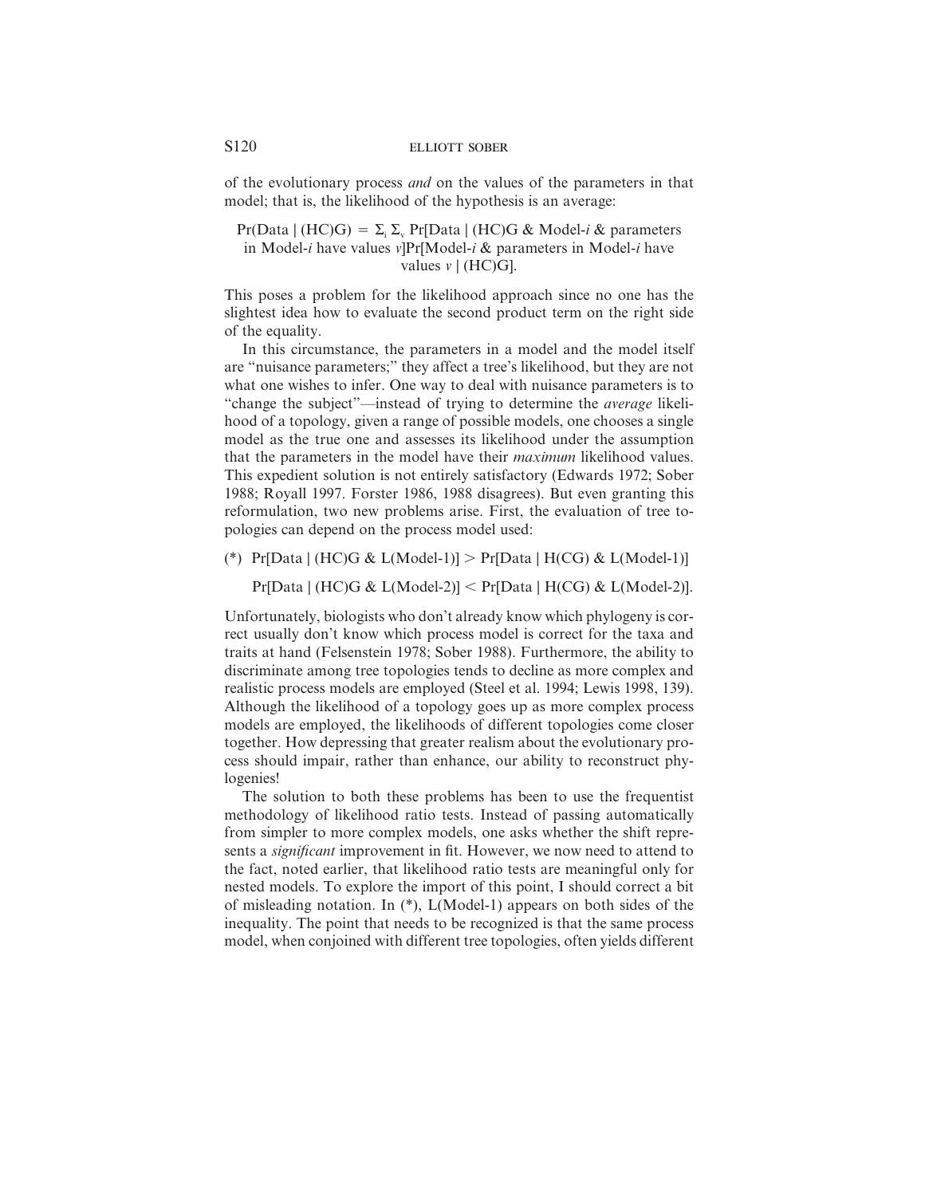of the evolutionary process *and* on the values of the parameters in that model; that is, the likelihood of the hypothesis is an average:

$$\Pr(\text{Data} \mid (\text{HC})\text{G}) = \Sigma_i \Sigma_v \Pr[\text{Data} \mid (\text{HC})\text{G} \text{ \& Model-}i \text{ \& parameters in Model-}i \text{ have values } v]\Pr[\text{Model-}i \text{ \& parameters in Model-}i \text{ have values } v \mid (\text{HC})\text{G}].$$

This poses a problem for the likelihood approach since no one has the slightest idea how to evaluate the second product term on the right side of the equality.

In this circumstance, the parameters in a model and the model itself are "nuisance parameters;" they affect a tree's likelihood, but they are not what one wishes to infer. One way to deal with nuisance parameters is to "change the subject"—instead of trying to determine the *average* likelihood of a topology, given a range of possible models, one chooses a single model as the true one and assesses its likelihood under the assumption that the parameters in the model have their *maximum* likelihood values. This expedient solution is not entirely satisfactory (Edwards 1972; Sober 1988; Royall 1997. Forster 1986, 1988 disagrees). But even granting this reformulation, two new problems arise. First, the evaluation of tree topologies can depend on the process model used:

(*) $\Pr[\text{Data} \mid (\text{HC})\text{G} \text{ \& } L(\text{Model-1})] > \Pr[\text{Data} \mid \text{H}(\text{CG}) \text{ \& } L(\text{Model-1})]$

$\Pr[\text{Data} \mid (\text{HC})\text{G} \text{ \& } L(\text{Model-2})] < \Pr[\text{Data} \mid \text{H}(\text{CG}) \text{ \& } L(\text{Model-2})]$.

Unfortunately, biologists who don't already know which phylogeny is correct usually don't know which process model is correct for the taxa and traits at hand (Felsenstein 1978; Sober 1988). Furthermore, the ability to discriminate among tree topologies tends to decline as more complex and realistic process models are employed (Steel et al. 1994; Lewis 1998, 139). Although the likelihood of a topology goes up as more complex process models are employed, the likelihoods of different topologies come closer together. How depressing that greater realism about the evolutionary process should impair, rather than enhance, our ability to reconstruct phylogenies!

The solution to both these problems has been to use the frequentist methodology of likelihood ratio tests. Instead of passing automatically from simpler to more complex models, one asks whether the shift represents a *significant* improvement in fit. However, we now need to attend to the fact, noted earlier, that likelihood ratio tests are meaningful only for nested models. To explore the import of this point, I should correct a bit of misleading notation. In (*), L(Model-1) appears on both sides of the inequality. The point that needs to be recognized is that the same process model, when conjoined with different tree topologies, often yields different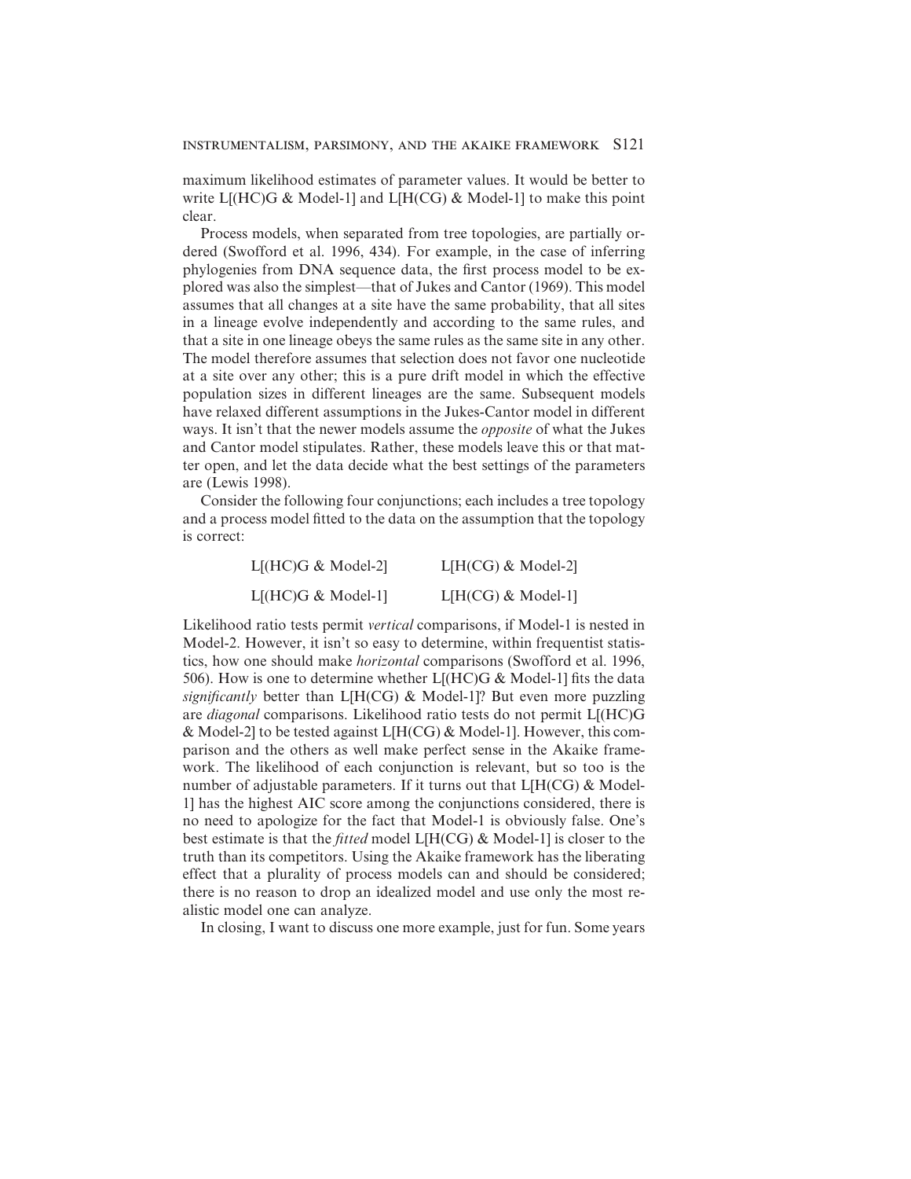maximum likelihood estimates of parameter values. It would be better to write L[(HC)G & Model-1] and L[H(CG) & Model-1] to make this point clear.

Process models, when separated from tree topologies, are partially ordered (Swofford et al. 1996, 434). For example, in the case of inferring phylogenies from DNA sequence data, the first process model to be explored was also the simplest—that of Jukes and Cantor (1969). This model assumes that all changes at a site have the same probability, that all sites in a lineage evolve independently and according to the same rules, and that a site in one lineage obeys the same rules as the same site in any other. The model therefore assumes that selection does not favor one nucleotide at a site over any other; this is a pure drift model in which the effective population sizes in different lineages are the same. Subsequent models have relaxed different assumptions in the Jukes-Cantor model in different ways. It isn't that the newer models assume the *opposite* of what the Jukes and Cantor model stipulates. Rather, these models leave this or that matter open, and let the data decide what the best settings of the parameters are (Lewis 1998).

Consider the following four conjunctions; each includes a tree topology and a process model fitted to the data on the assumption that the topology is correct:

| | |
|---|---|
| L[(HC)G & Model-2] | L[H(CG) & Model-2] |
| L[(HC)G & Model-1] | L[H(CG) & Model-1] |

Likelihood ratio tests permit *vertical* comparisons, if Model-1 is nested in Model-2. However, it isn't so easy to determine, within frequentist statistics, how one should make *horizontal* comparisons (Swofford et al. 1996, 506). How is one to determine whether L[(HC)G & Model-1] fits the data *significantly* better than L[H(CG) & Model-1]? But even more puzzling are *diagonal* comparisons. Likelihood ratio tests do not permit L[(HC)G & Model-2] to be tested against L[H(CG) & Model-1]. However, this comparison and the others as well make perfect sense in the Akaike framework. The likelihood of each conjunction is relevant, but so too is the number of adjustable parameters. If it turns out that L[H(CG) & Model-1] has the highest AIC score among the conjunctions considered, there is no need to apologize for the fact that Model-1 is obviously false. One's best estimate is that the *fitted* model L[H(CG) & Model-1] is closer to the truth than its competitors. Using the Akaike framework has the liberating effect that a plurality of process models can and should be considered; there is no reason to drop an idealized model and use only the most realistic model one can analyze.

In closing, I want to discuss one more example, just for fun. Some years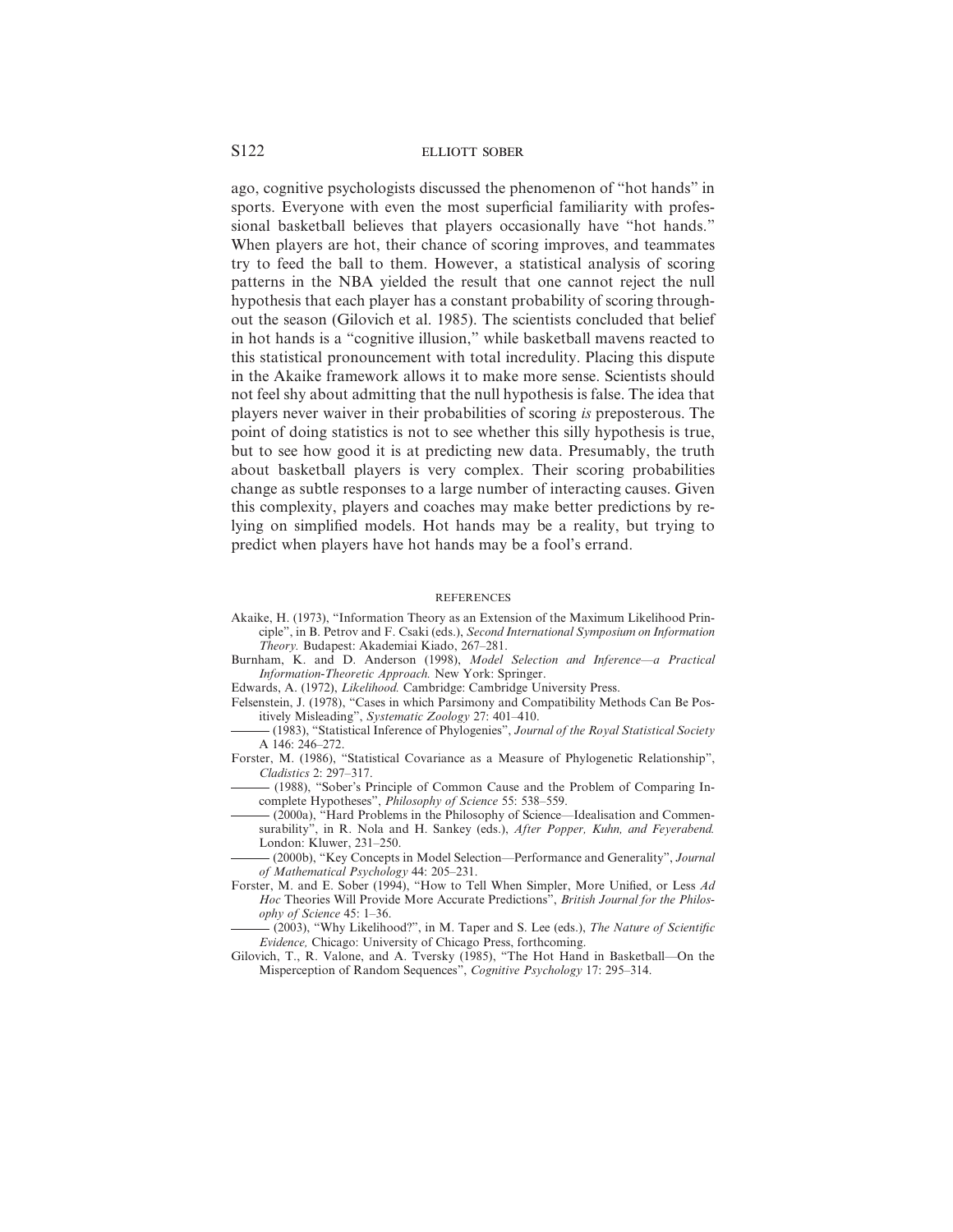ago, cognitive psychologists discussed the phenomenon of "hot hands" in sports. Everyone with even the most superficial familiarity with professional basketball believes that players occasionally have "hot hands." When players are hot, their chance of scoring improves, and teammates try to feed the ball to them. However, a statistical analysis of scoring patterns in the NBA yielded the result that one cannot reject the null hypothesis that each player has a constant probability of scoring throughout the season (Gilovich et al. 1985). The scientists concluded that belief in hot hands is a "cognitive illusion," while basketball mavens reacted to this statistical pronouncement with total incredulity. Placing this dispute in the Akaike framework allows it to make more sense. Scientists should not feel shy about admitting that the null hypothesis is false. The idea that players never waiver in their probabilities of scoring *is* preposterous. The point of doing statistics is not to see whether this silly hypothesis is true, but to see how good it is at predicting new data. Presumably, the truth about basketball players is very complex. Their scoring probabilities change as subtle responses to a large number of interacting causes. Given this complexity, players and coaches may make better predictions by relying on simplified models. Hot hands may be a reality, but trying to predict when players have hot hands may be a fool's errand.

## REFERENCES

Akaike, H. (1973), "Information Theory as an Extension of the Maximum Likelihood Principle", in B. Petrov and F. Csaki (eds.), *Second International Symposium on Information Theory.* Budapest: Akademiai Kiado, 267–281.

Burnham, K. and D. Anderson (1998), *Model Selection and Inference—a Practical Information-Theoretic Approach.* New York: Springer.

Edwards, A. (1972), *Likelihood.* Cambridge: Cambridge University Press.

Felsenstein, J. (1978), "Cases in which Parsimony and Compatibility Methods Can Be Positively Misleading", *Systematic Zoology* 27: 401–410.

——— (1983), "Statistical Inference of Phylogenies", *Journal of the Royal Statistical Society* A 146: 246–272.

Forster, M. (1986), "Statistical Covariance as a Measure of Phylogenetic Relationship", *Cladistics* 2: 297–317.

——— (1988), "Sober's Principle of Common Cause and the Problem of Comparing Incomplete Hypotheses", *Philosophy of Science* 55: 538–559.

——— (2000a), "Hard Problems in the Philosophy of Science—Idealisation and Commensurability", in R. Nola and H. Sankey (eds.), *After Popper, Kuhn, and Feyerabend.* London: Kluwer, 231–250.

——— (2000b), "Key Concepts in Model Selection—Performance and Generality", *Journal of Mathematical Psychology* 44: 205–231.

Forster, M. and E. Sober (1994), "How to Tell When Simpler, More Unified, or Less *Ad Hoc* Theories Will Provide More Accurate Predictions", *British Journal for the Philosophy of Science* 45: 1–36.

——— (2003), "Why Likelihood?", in M. Taper and S. Lee (eds.), *The Nature of Scientific Evidence,* Chicago: University of Chicago Press, forthcoming.

Gilovich, T., R. Valone, and A. Tversky (1985), "The Hot Hand in Basketball—On the Misperception of Random Sequences", *Cognitive Psychology* 17: 295–314.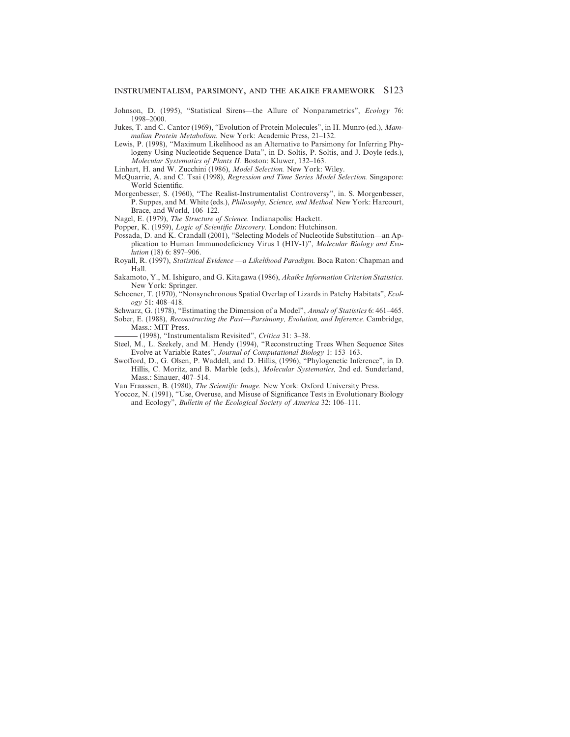Johnson, D. (1995), "Statistical Sirens—the Allure of Nonparametrics", *Ecology* 76: 1998–2000.

Jukes, T. and C. Cantor (1969), "Evolution of Protein Molecules", in H. Munro (ed.), *Mammalian Protein Metabolism.* New York: Academic Press, 21–132.

Lewis, P. (1998), "Maximum Likelihood as an Alternative to Parsimony for Inferring Phylogeny Using Nucleotide Sequence Data", in D. Soltis, P. Soltis, and J. Doyle (eds.), *Molecular Systematics of Plants II.* Boston: Kluwer, 132–163.

Linhart, H. and W. Zucchini (1986), *Model Selection.* New York: Wiley.

McQuarrie, A. and C. Tsai (1998), *Regression and Time Series Model Selection.* Singapore: World Scientific.

Morgenbesser, S. (1960), "The Realist-Instrumentalist Controversy", in. S. Morgenbesser, P. Suppes, and M. White (eds.), *Philosophy, Science, and Method.* New York: Harcourt, Brace, and World, 106–122.

Nagel, E. (1979), *The Structure of Science.* Indianapolis: Hackett.

Popper, K. (1959), *Logic of Scientific Discovery.* London: Hutchinson.

Possada, D. and K. Crandall (2001), "Selecting Models of Nucleotide Substitution—an Application to Human Immunodeficiency Virus 1 (HIV-1)", *Molecular Biology and Evolution* (18) 6: 897–906.

Royall, R. (1997), *Statistical Evidence —a Likelihood Paradigm.* Boca Raton: Chapman and Hall.

Sakamoto, Y., M. Ishiguro, and G. Kitagawa (1986), *Akaike Information Criterion Statistics.* New York: Springer.

Schoener, T. (1970), "Nonsynchronous Spatial Overlap of Lizards in Patchy Habitats", *Ecology* 51: 408–418.

Schwarz, G. (1978), "Estimating the Dimension of a Model", *Annals of Statistics* 6: 461–465.

Sober, E. (1988), *Reconstructing the Past—Parsimony, Evolution, and Inference.* Cambridge, Mass.: MIT Press.

——— (1998), "Instrumentalism Revisited", *Critica* 31: 3–38.

Steel, M., L. Szekely, and M. Hendy (1994), "Reconstructing Trees When Sequence Sites Evolve at Variable Rates", *Journal of Computational Biology* 1: 153–163.

Swofford, D., G. Olsen, P. Waddell, and D. Hillis, (1996), "Phylogenetic Inference", in D. Hillis, C. Moritz, and B. Marble (eds.), *Molecular Systematics,* 2nd ed. Sunderland, Mass.: Sinauer, 407–514.

Van Fraassen, B. (1980), *The Scientific Image.* New York: Oxford University Press.

Yoccoz, N. (1991), "Use, Overuse, and Misuse of Significance Tests in Evolutionary Biology and Ecology", *Bulletin of the Ecological Society of America* 32: 106–111.